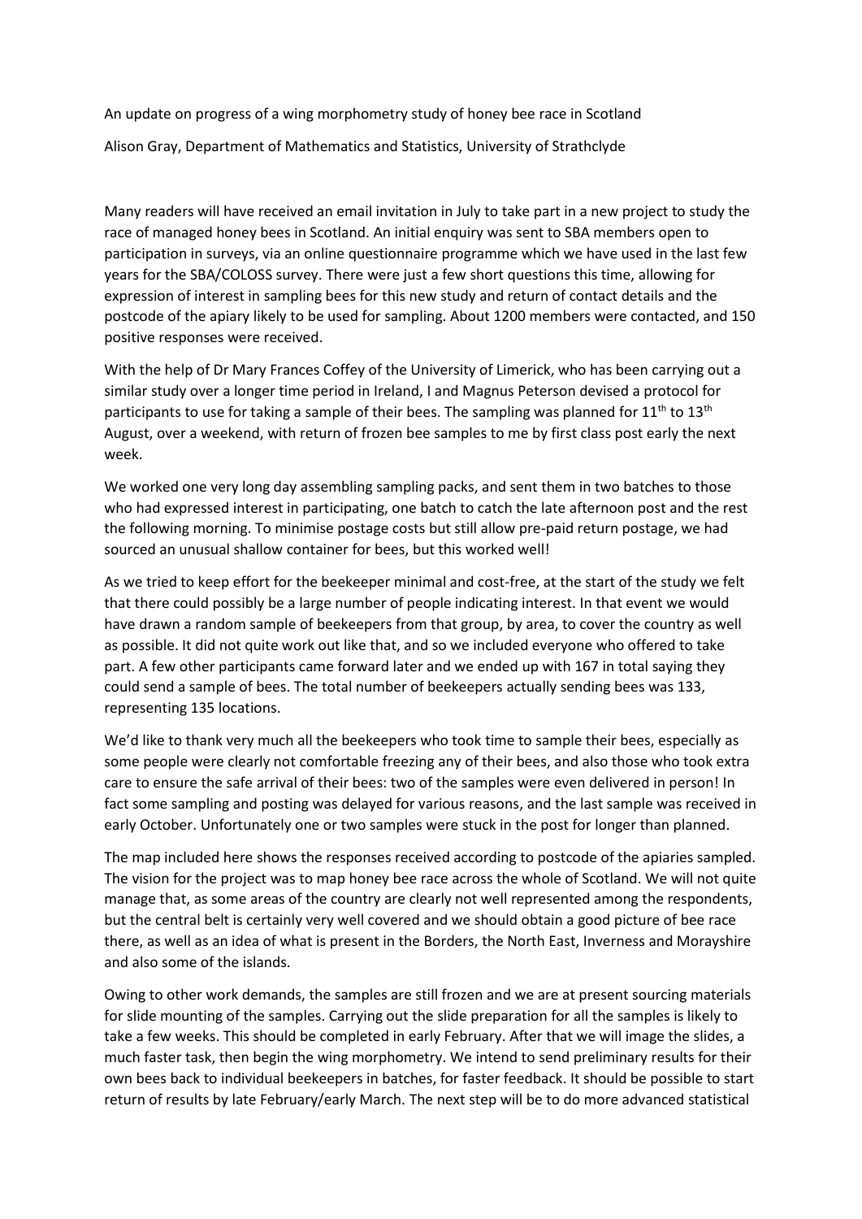# An update on progress of a wing morphometry study of honey bee race in Scotland

Alison Gray, Department of Mathematics and Statistics, University of Strathclyde

Many readers will have received an email invitation in July to take part in a new project to study the race of managed honey bees in Scotland. An initial enquiry was sent to SBA members open to participation in surveys, via an online questionnaire programme which we have used in the last few years for the SBA/COLOSS survey. There were just a few short questions this time, allowing for expression of interest in sampling bees for this new study and return of contact details and the postcode of the apiary likely to be used for sampling. About 1200 members were contacted, and 150 positive responses were received.

With the help of Dr Mary Frances Coffey of the University of Limerick, who has been carrying out a similar study over a longer time period in Ireland, I and Magnus Peterson devised a protocol for participants to use for taking a sample of their bees. The sampling was planned for 11th to 13th August, over a weekend, with return of frozen bee samples to me by first class post early the next week.

We worked one very long day assembling sampling packs, and sent them in two batches to those who had expressed interest in participating, one batch to catch the late afternoon post and the rest the following morning. To minimise postage costs but still allow pre-paid return postage, we had sourced an unusual shallow container for bees, but this worked well!

As we tried to keep effort for the beekeeper minimal and cost-free, at the start of the study we felt that there could possibly be a large number of people indicating interest. In that event we would have drawn a random sample of beekeepers from that group, by area, to cover the country as well as possible. It did not quite work out like that, and so we included everyone who offered to take part. A few other participants came forward later and we ended up with 167 in total saying they could send a sample of bees. The total number of beekeepers actually sending bees was 133, representing 135 locations.

We'd like to thank very much all the beekeepers who took time to sample their bees, especially as some people were clearly not comfortable freezing any of their bees, and also those who took extra care to ensure the safe arrival of their bees: two of the samples were even delivered in person! In fact some sampling and posting was delayed for various reasons, and the last sample was received in early October. Unfortunately one or two samples were stuck in the post for longer than planned.

The map included here shows the responses received according to postcode of the apiaries sampled. The vision for the project was to map honey bee race across the whole of Scotland. We will not quite manage that, as some areas of the country are clearly not well represented among the respondents, but the central belt is certainly very well covered and we should obtain a good picture of bee race there, as well as an idea of what is present in the Borders, the North East, Inverness and Morayshire and also some of the islands.

Owing to other work demands, the samples are still frozen and we are at present sourcing materials for slide mounting of the samples. Carrying out the slide preparation for all the samples is likely to take a few weeks. This should be completed in early February. After that we will image the slides, a much faster task, then begin the wing morphometry. We intend to send preliminary results for their own bees back to individual beekeepers in batches, for faster feedback. It should be possible to start return of results by late February/early March. The next step will be to do more advanced statistical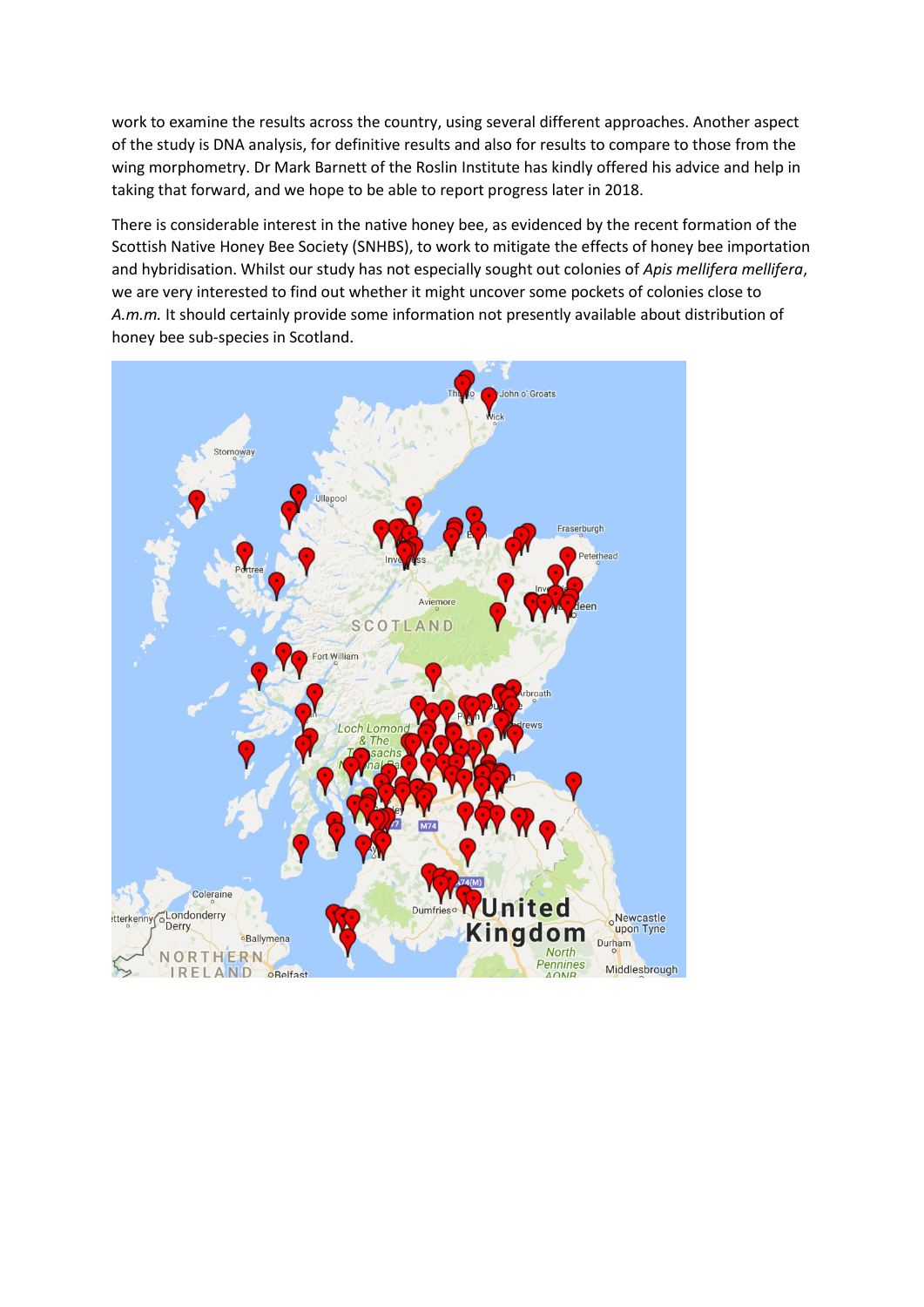work to examine the results across the country, using several different approaches. Another aspect of the study is DNA analysis, for definitive results and also for results to compare to those from the wing morphometry. Dr Mark Barnett of the Roslin Institute has kindly offered his advice and help in taking that forward, and we hope to be able to report progress later in 2018.

There is considerable interest in the native honey bee, as evidenced by the recent formation of the Scottish Native Honey Bee Society (SNHBS), to work to mitigate the effects of honey bee importation and hybridisation. Whilst our study has not especially sought out colonies of *Apis mellifera mellifera*, we are very interested to find out whether it might uncover some pockets of colonies close to *A.m.m.* It should certainly provide some information not presently available about distribution of honey bee sub-species in Scotland.